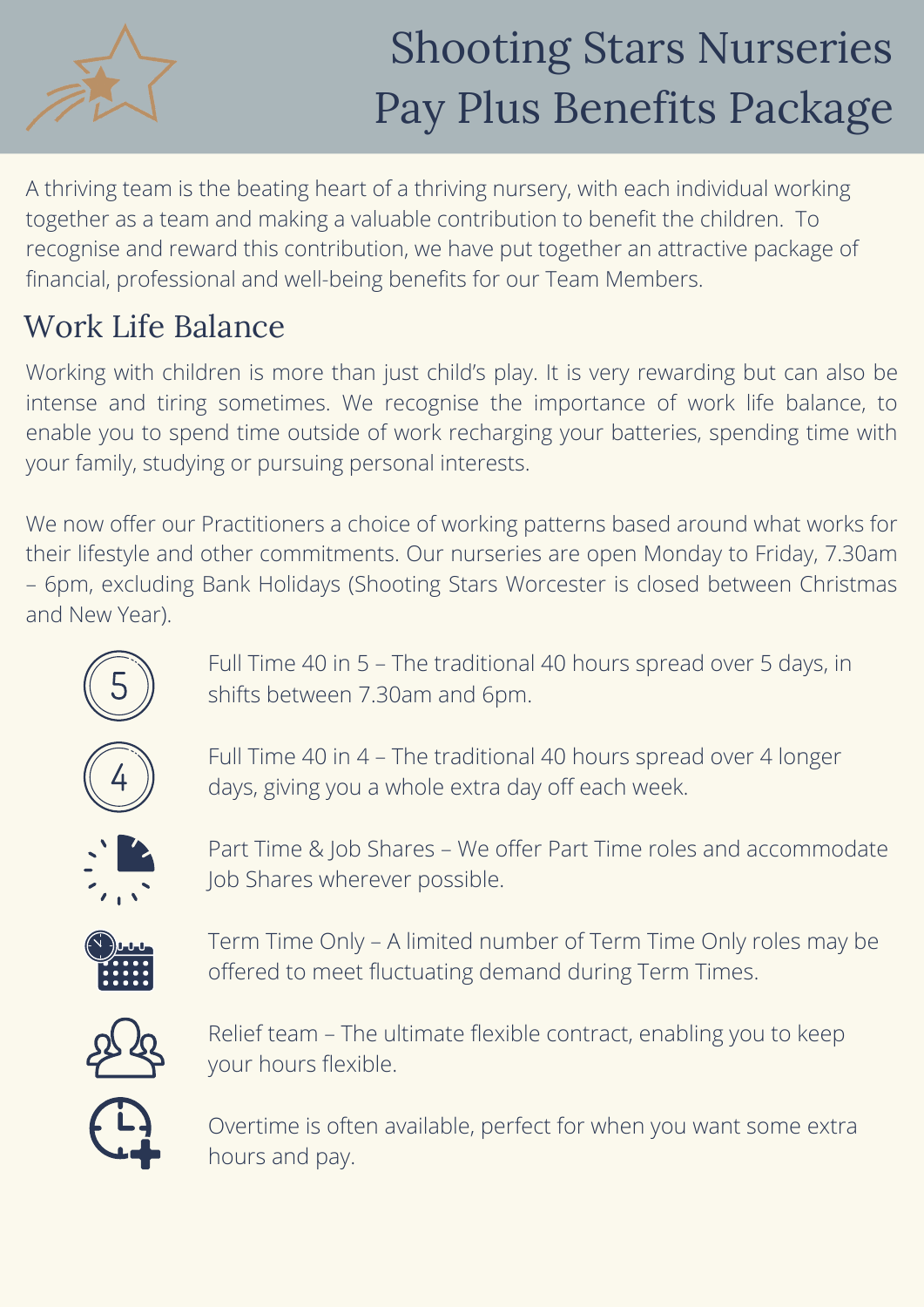# Shooting Stars Nurseries Pay Plus Benefits Package

A thriving team is the beating heart of a thriving nursery, with each individual working together as a team and making a valuable contribution to benefit the children. To recognise and reward this contribution, we have put together an attractive package of financial, professional and well-being benefits for our Team Members.

## Work Life Balance

Working with children is more than just child's play. It is very rewarding but can also be intense and tiring sometimes. We recognise the importance of work life balance, to enable you to spend time outside of work recharging your batteries, spending time with your family, studying or pursuing personal interests.

We now offer our Practitioners a choice of working patterns based around what works for their lifestyle and other commitments. Our nurseries are open Monday to Friday, 7.30am – 6pm, excluding Bank Holidays (Shooting Stars Worcester is closed between Christmas and New Year).

- Full Time 40 in 5 – The traditional 40 hours spread over 5 days, in shifts between 7.30am and 6pm.
- Full Time 40 in 4 – The traditional 40 hours spread over 4 longer days, giving you a whole extra day off each week.
- Part Time & Job Shares – We offer Part Time roles and accommodate Job Shares wherever possible.
- Term Time Only – A limited number of Term Time Only roles may be offered to meet fluctuating demand during Term Times.
- Relief team – The ultimate flexible contract, enabling you to keep your hours flexible.
- Overtime is often available, perfect for when you want some extra hours and pay.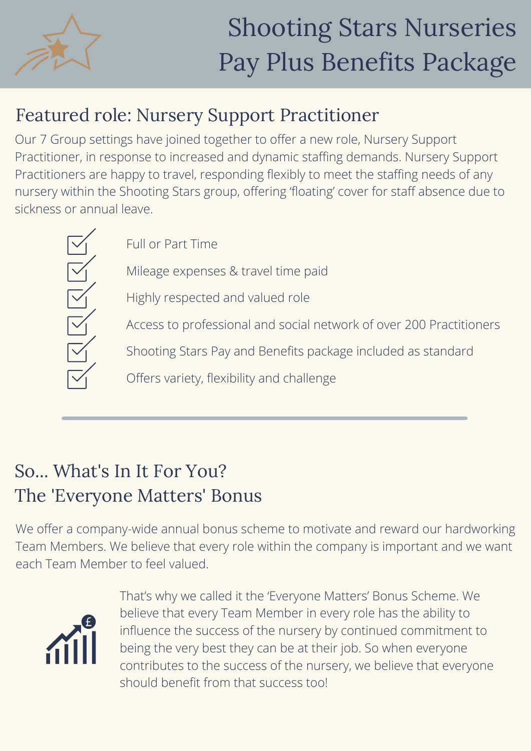# Shooting Stars Nurseries Pay Plus Benefits Package

## Featured role: Nursery Support Practitioner

Our 7 Group settings have joined together to offer a new role, Nursery Support Practitioner, in response to increased and dynamic staffing demands. Nursery Support Practitioners are happy to travel, responding flexibly to meet the staffing needs of any nursery within the Shooting Stars group, offering 'floating' cover for staff absence due to sickness or annual leave.

- Full or Part Time
- Mileage expenses & travel time paid
- Highly respected and valued role
- Access to professional and social network of over 200 Practitioners
- Shooting Stars Pay and Benefits package included as standard
- Offers variety, flexibility and challenge

---

## So... What's In It For You? The 'Everyone Matters' Bonus

We offer a company-wide annual bonus scheme to motivate and reward our hardworking Team Members. We believe that every role within the company is important and we want each Team Member to feel valued.

That's why we called it the 'Everyone Matters' Bonus Scheme. We believe that every Team Member in every role has the ability to influence the success of the nursery by continued commitment to being the very best they can be at their job. So when everyone contributes to the success of the nursery, we believe that everyone should benefit from that success too!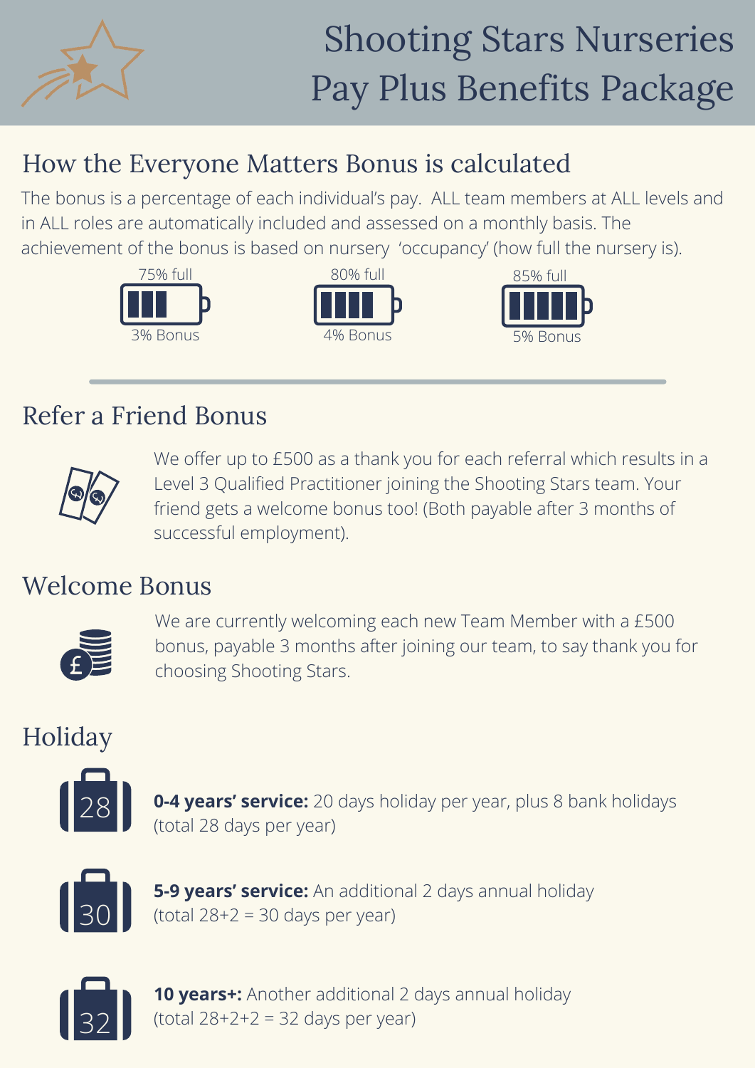# Shooting Stars Nurseries Pay Plus Benefits Package

## How the Everyone Matters Bonus is calculated

The bonus is a percentage of each individual's pay. ALL team members at ALL levels and in ALL roles are automatically included and assessed on a monthly basis. The achievement of the bonus is based on nursery 'occupancy' (how full the nursery is).

- 75% full – 3% Bonus
- 80% full – 4% Bonus
- 85% full – 5% Bonus

## Refer a Friend Bonus

We offer up to £500 as a thank you for each referral which results in a Level 3 Qualified Practitioner joining the Shooting Stars team. Your friend gets a welcome bonus too! (Both payable after 3 months of successful employment).

## Welcome Bonus

We are currently welcoming each new Team Member with a £500 bonus, payable 3 months after joining our team, to say thank you for choosing Shooting Stars.

## Holiday

28

**0-4 years' service:** 20 days holiday per year, plus 8 bank holidays (total 28 days per year)

30

**5-9 years' service:** An additional 2 days annual holiday (total 28+2 = 30 days per year)

32

**10 years+:** Another additional 2 days annual holiday (total 28+2+2 = 32 days per year)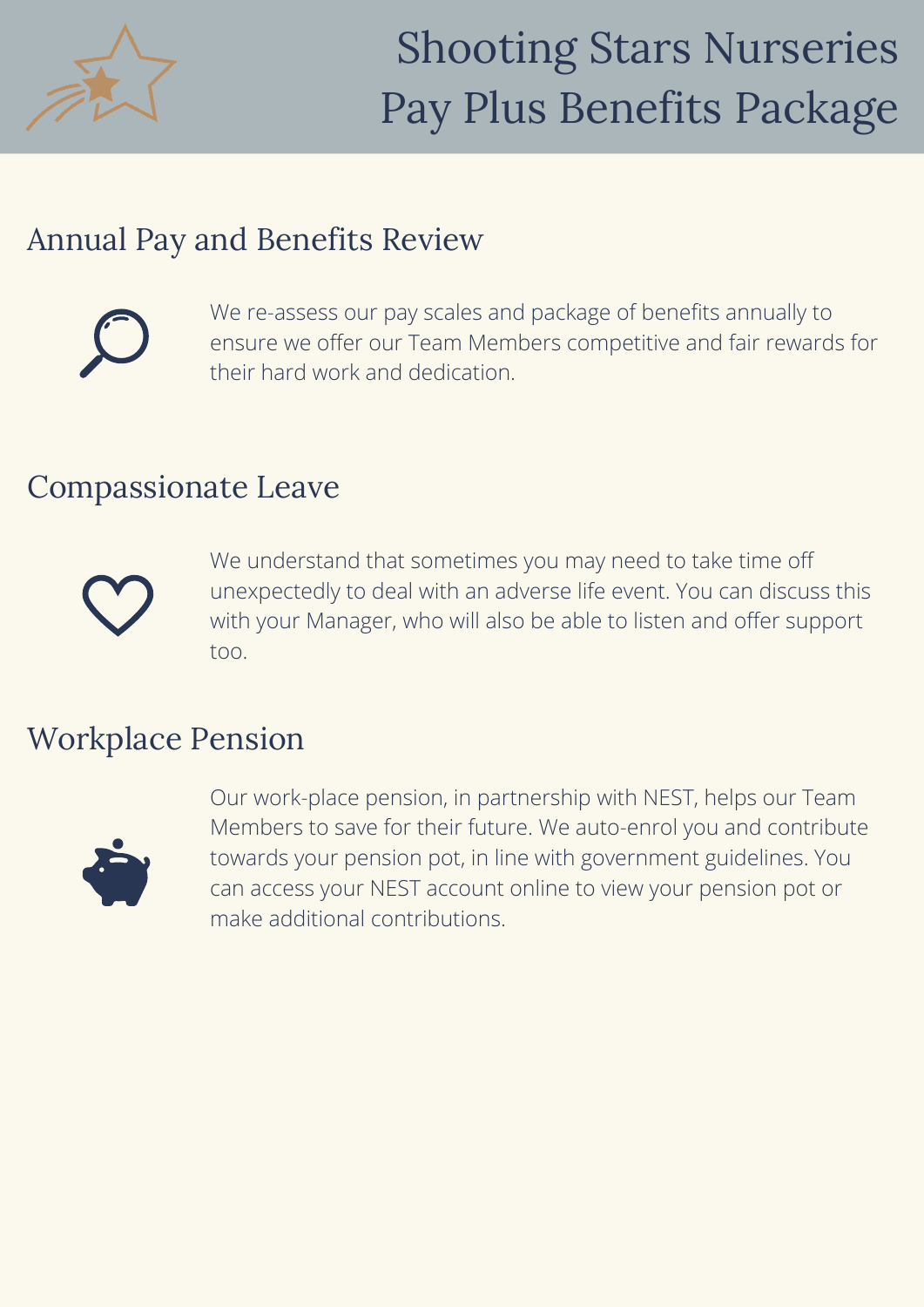# Shooting Stars Nurseries Pay Plus Benefits Package

## Annual Pay and Benefits Review

We re-assess our pay scales and package of benefits annually to ensure we offer our Team Members competitive and fair rewards for their hard work and dedication.

## Compassionate Leave

We understand that sometimes you may need to take time off unexpectedly to deal with an adverse life event. You can discuss this with your Manager, who will also be able to listen and offer support too.

## Workplace Pension

Our work-place pension, in partnership with NEST, helps our Team Members to save for their future. We auto-enrol you and contribute towards your pension pot, in line with government guidelines. You can access your NEST account online to view your pension pot or make additional contributions.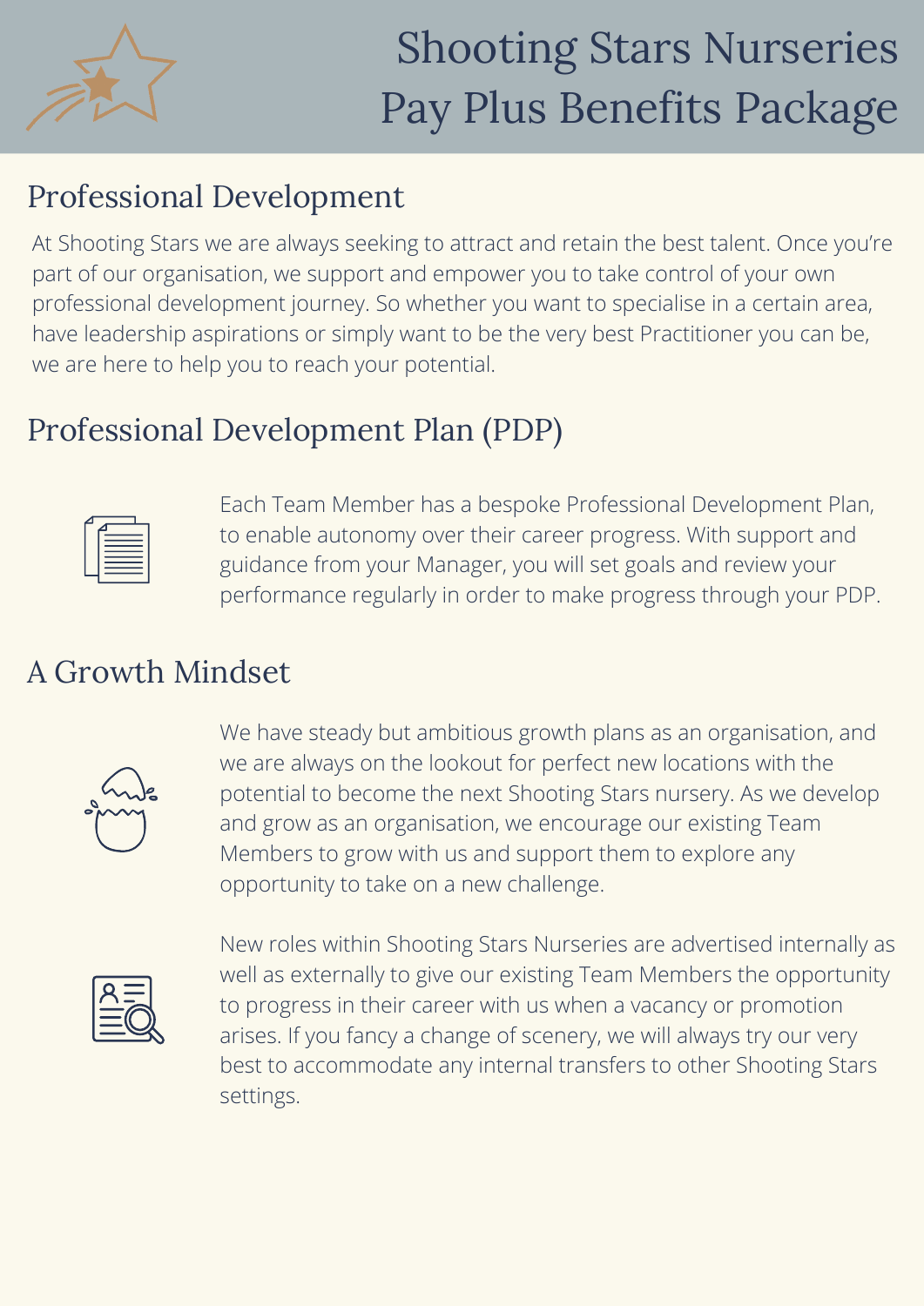# Shooting Stars Nurseries Pay Plus Benefits Package

## Professional Development

At Shooting Stars we are always seeking to attract and retain the best talent. Once you're part of our organisation, we support and empower you to take control of your own professional development journey. So whether you want to specialise in a certain area, have leadership aspirations or simply want to be the very best Practitioner you can be, we are here to help you to reach your potential.

## Professional Development Plan (PDP)

Each Team Member has a bespoke Professional Development Plan, to enable autonomy over their career progress. With support and guidance from your Manager, you will set goals and review your performance regularly in order to make progress through your PDP.

## A Growth Mindset

We have steady but ambitious growth plans as an organisation, and we are always on the lookout for perfect new locations with the potential to become the next Shooting Stars nursery. As we develop and grow as an organisation, we encourage our existing Team Members to grow with us and support them to explore any opportunity to take on a new challenge.

New roles within Shooting Stars Nurseries are advertised internally as well as externally to give our existing Team Members the opportunity to progress in their career with us when a vacancy or promotion arises. If you fancy a change of scenery, we will always try our very best to accommodate any internal transfers to other Shooting Stars settings.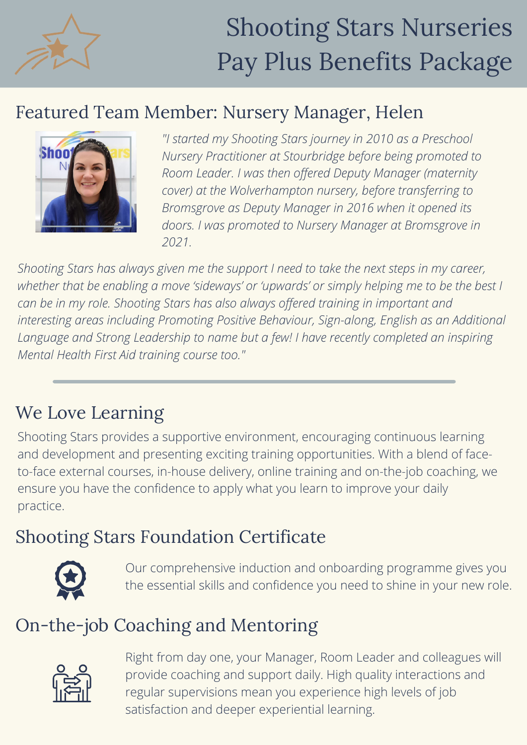# Shooting Stars Nurseries Pay Plus Benefits Package

## Featured Team Member: Nursery Manager, Helen

*"I started my Shooting Stars journey in 2010 as a Preschool Nursery Practitioner at Stourbridge before being promoted to Room Leader. I was then offered Deputy Manager (maternity cover) at the Wolverhampton nursery, before transferring to Bromsgrove as Deputy Manager in 2016 when it opened its doors. I was promoted to Nursery Manager at Bromsgrove in 2021.*

*Shooting Stars has always given me the support I need to take the next steps in my career, whether that be enabling a move 'sideways' or 'upwards' or simply helping me to be the best I can be in my role. Shooting Stars has also always offered training in important and interesting areas including Promoting Positive Behaviour, Sign-along, English as an Additional Language and Strong Leadership to name but a few! I have recently completed an inspiring Mental Health First Aid training course too."*

---

## We Love Learning

Shooting Stars provides a supportive environment, encouraging continuous learning and development and presenting exciting training opportunities. With a blend of face-to-face external courses, in-house delivery, online training and on-the-job coaching, we ensure you have the confidence to apply what you learn to improve your daily practice.

## Shooting Stars Foundation Certificate

Our comprehensive induction and onboarding programme gives you the essential skills and confidence you need to shine in your new role.

## On-the-job Coaching and Mentoring

Right from day one, your Manager, Room Leader and colleagues will provide coaching and support daily. High quality interactions and regular supervisions mean you experience high levels of job satisfaction and deeper experiential learning.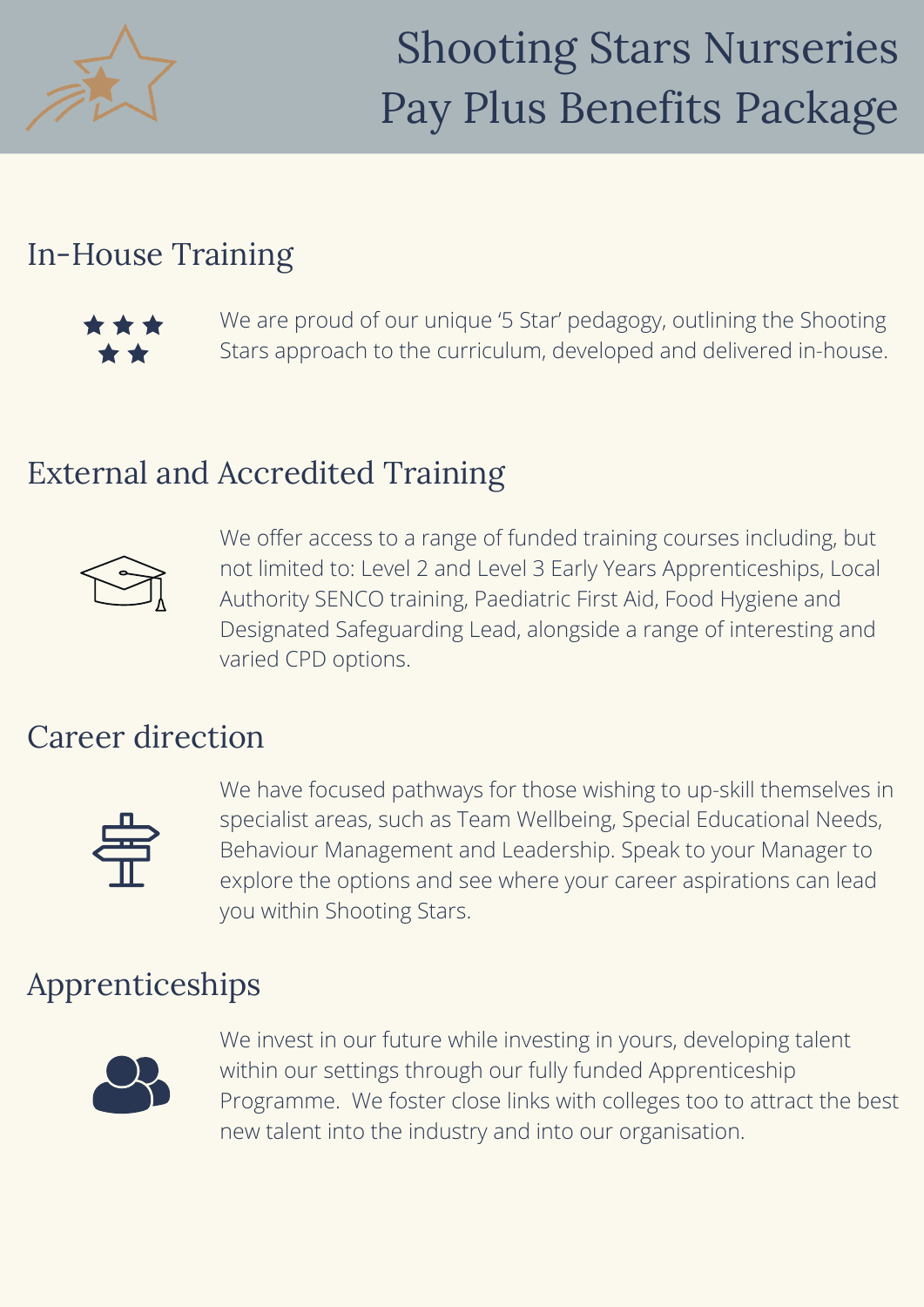# Shooting Stars Nurseries Pay Plus Benefits Package

## In-House Training

We are proud of our unique '5 Star' pedagogy, outlining the Shooting Stars approach to the curriculum, developed and delivered in-house.

## External and Accredited Training

We offer access to a range of funded training courses including, but not limited to: Level 2 and Level 3 Early Years Apprenticeships, Local Authority SENCO training, Paediatric First Aid, Food Hygiene and Designated Safeguarding Lead, alongside a range of interesting and varied CPD options.

## Career direction

We have focused pathways for those wishing to up-skill themselves in specialist areas, such as Team Wellbeing, Special Educational Needs, Behaviour Management and Leadership. Speak to your Manager to explore the options and see where your career aspirations can lead you within Shooting Stars.

## Apprenticeships

We invest in our future while investing in yours, developing talent within our settings through our fully funded Apprenticeship Programme. We foster close links with colleges too to attract the best new talent into the industry and into our organisation.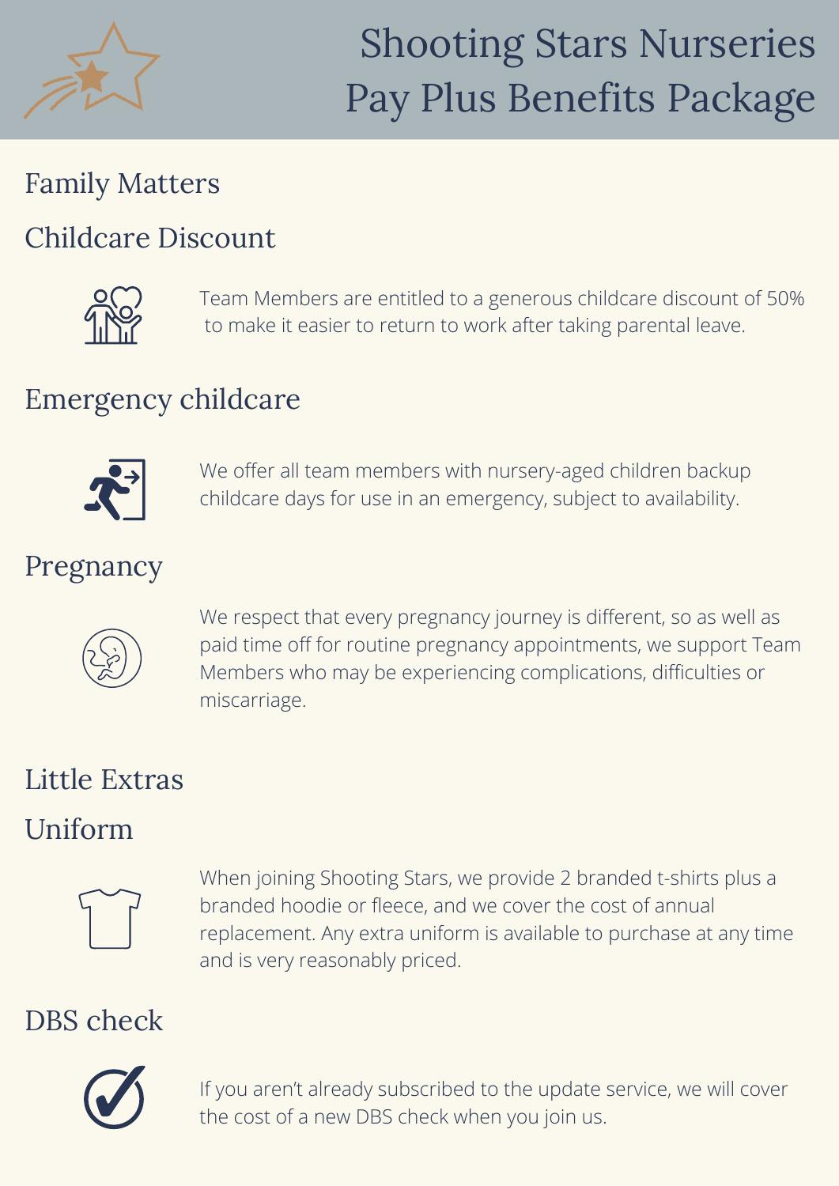# Shooting Stars Nurseries Pay Plus Benefits Package

## Family Matters

### Childcare Discount

Team Members are entitled to a generous childcare discount of 50% to make it easier to return to work after taking parental leave.

### Emergency childcare

We offer all team members with nursery-aged children backup childcare days for use in an emergency, subject to availability.

### Pregnancy

We respect that every pregnancy journey is different, so as well as paid time off for routine pregnancy appointments, we support Team Members who may be experiencing complications, difficulties or miscarriage.

## Little Extras

### Uniform

When joining Shooting Stars, we provide 2 branded t-shirts plus a branded hoodie or fleece, and we cover the cost of annual replacement. Any extra uniform is available to purchase at any time and is very reasonably priced.

### DBS check

If you aren't already subscribed to the update service, we will cover the cost of a new DBS check when you join us.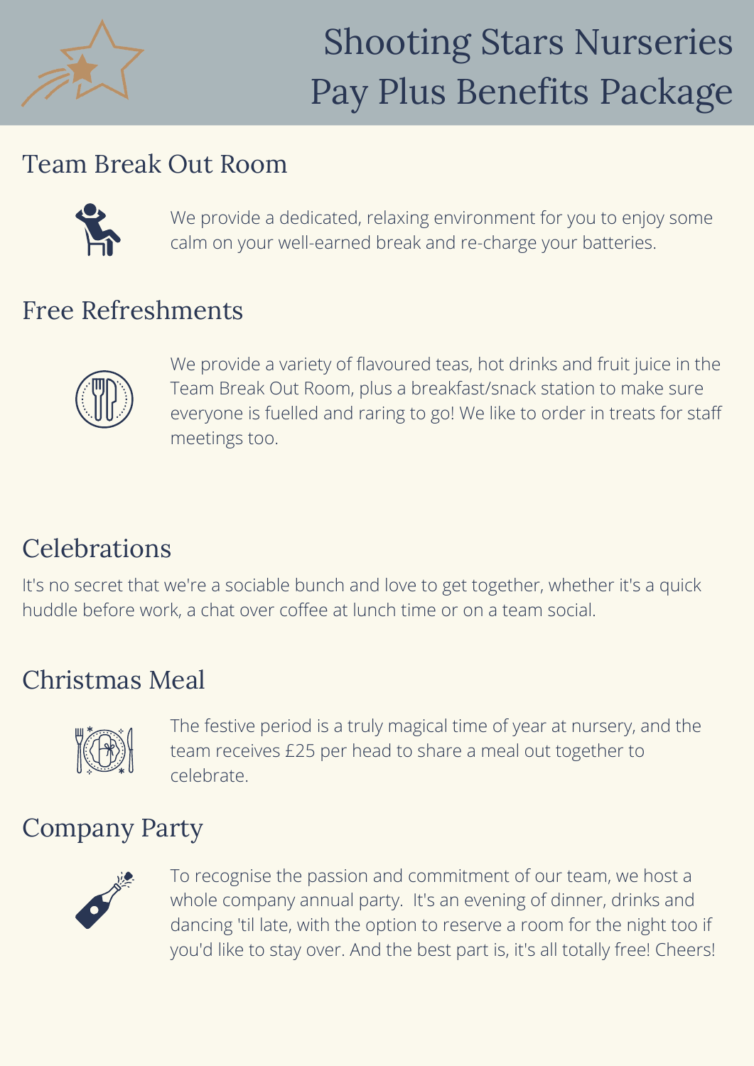# Shooting Stars Nurseries Pay Plus Benefits Package

## Team Break Out Room

We provide a dedicated, relaxing environment for you to enjoy some calm on your well-earned break and re-charge your batteries.

## Free Refreshments

We provide a variety of flavoured teas, hot drinks and fruit juice in the Team Break Out Room, plus a breakfast/snack station to make sure everyone is fuelled and raring to go! We like to order in treats for staff meetings too.

## Celebrations

It's no secret that we're a sociable bunch and love to get together, whether it's a quick huddle before work, a chat over coffee at lunch time or on a team social.

## Christmas Meal

The festive period is a truly magical time of year at nursery, and the team receives £25 per head to share a meal out together to celebrate.

## Company Party

To recognise the passion and commitment of our team, we host a whole company annual party. It's an evening of dinner, drinks and dancing 'til late, with the option to reserve a room for the night too if you'd like to stay over. And the best part is, it's all totally free! Cheers!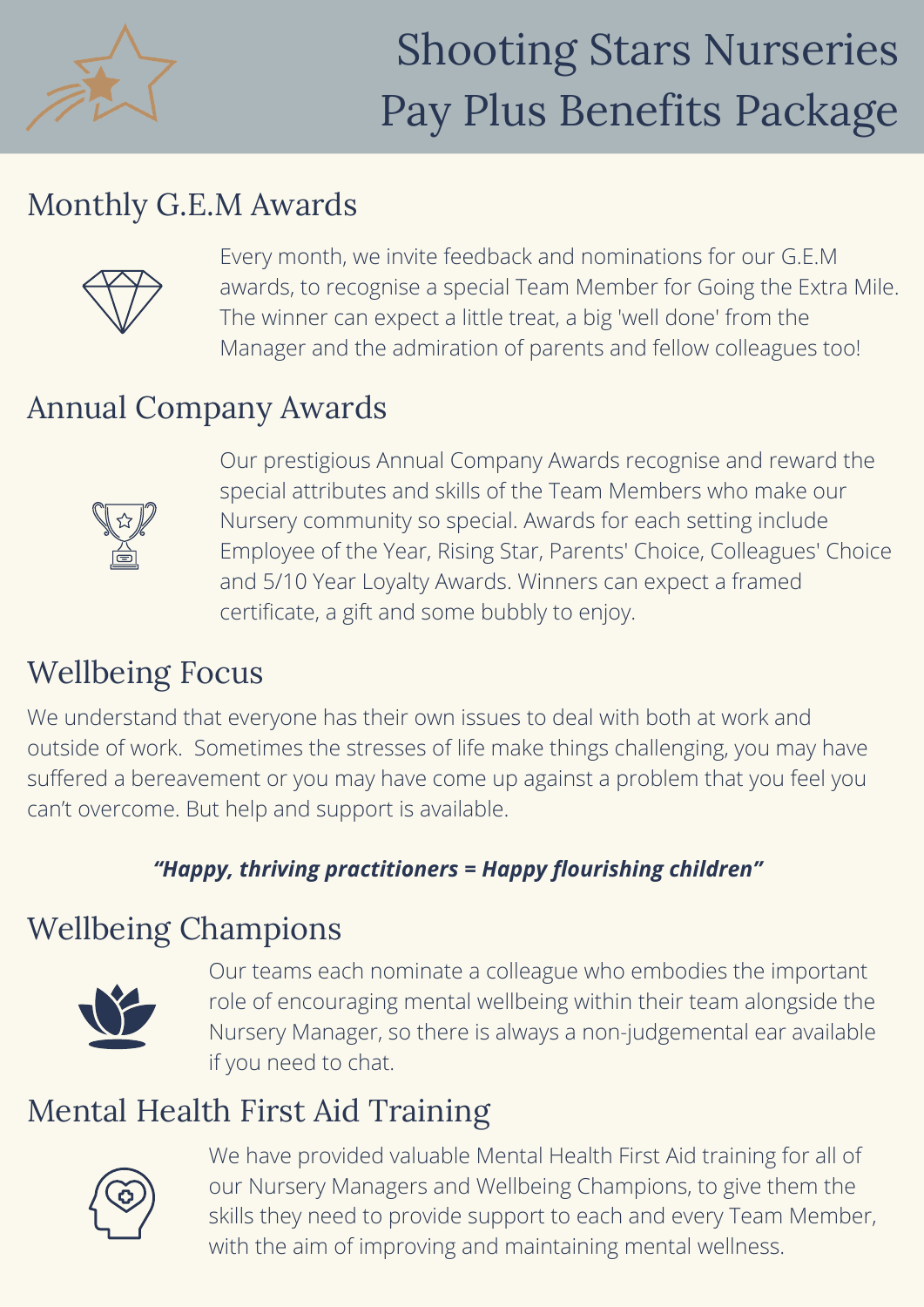# Shooting Stars Nurseries Pay Plus Benefits Package

## Monthly G.E.M Awards

Every month, we invite feedback and nominations for our G.E.M awards, to recognise a special Team Member for Going the Extra Mile. The winner can expect a little treat, a big 'well done' from the Manager and the admiration of parents and fellow colleagues too!

## Annual Company Awards

Our prestigious Annual Company Awards recognise and reward the special attributes and skills of the Team Members who make our Nursery community so special. Awards for each setting include Employee of the Year, Rising Star, Parents' Choice, Colleagues' Choice and 5/10 Year Loyalty Awards. Winners can expect a framed certificate, a gift and some bubbly to enjoy.

## Wellbeing Focus

We understand that everyone has their own issues to deal with both at work and outside of work. Sometimes the stresses of life make things challenging, you may have suffered a bereavement or you may have come up against a problem that you feel you can't overcome. But help and support is available.

***"Happy, thriving practitioners = Happy flourishing children"***

## Wellbeing Champions

Our teams each nominate a colleague who embodies the important role of encouraging mental wellbeing within their team alongside the Nursery Manager, so there is always a non-judgemental ear available if you need to chat.

## Mental Health First Aid Training

We have provided valuable Mental Health First Aid training for all of our Nursery Managers and Wellbeing Champions, to give them the skills they need to provide support to each and every Team Member, with the aim of improving and maintaining mental wellness.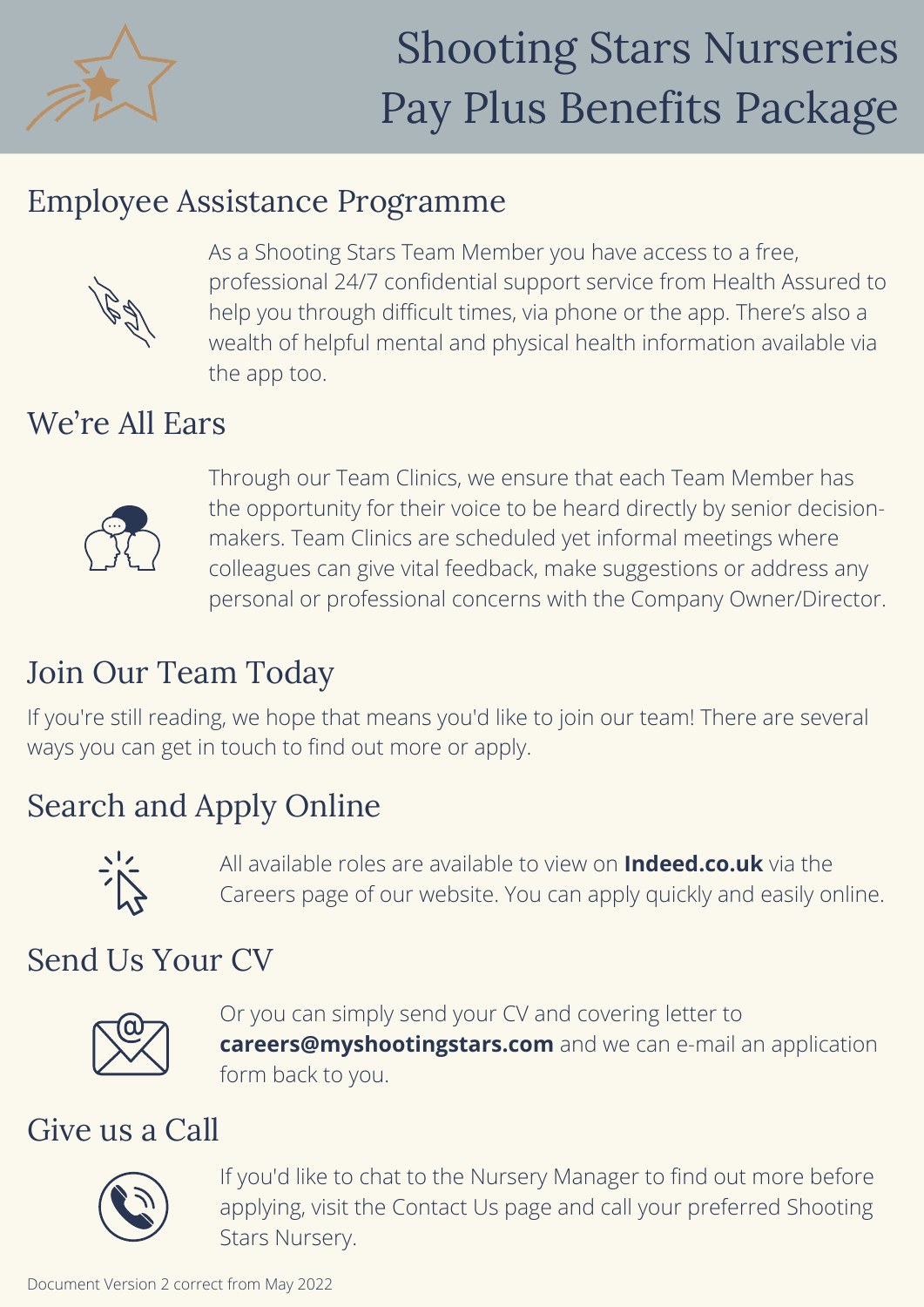# Shooting Stars Nurseries Pay Plus Benefits Package

## Employee Assistance Programme

As a Shooting Stars Team Member you have access to a free, professional 24/7 confidential support service from Health Assured to help you through difficult times, via phone or the app. There's also a wealth of helpful mental and physical health information available via the app too.

## We're All Ears

Through our Team Clinics, we ensure that each Team Member has the opportunity for their voice to be heard directly by senior decision-makers. Team Clinics are scheduled yet informal meetings where colleagues can give vital feedback, make suggestions or address any personal or professional concerns with the Company Owner/Director.

## Join Our Team Today

If you're still reading, we hope that means you'd like to join our team! There are several ways you can get in touch to find out more or apply.

## Search and Apply Online

All available roles are available to view on **Indeed.co.uk** via the Careers page of our website. You can apply quickly and easily online.

## Send Us Your CV

Or you can simply send your CV and covering letter to **careers@myshootingstars.com** and we can e-mail an application form back to you.

## Give us a Call

If you'd like to chat to the Nursery Manager to find out more before applying, visit the Contact Us page and call your preferred Shooting Stars Nursery.

Document Version 2 correct from May 2022